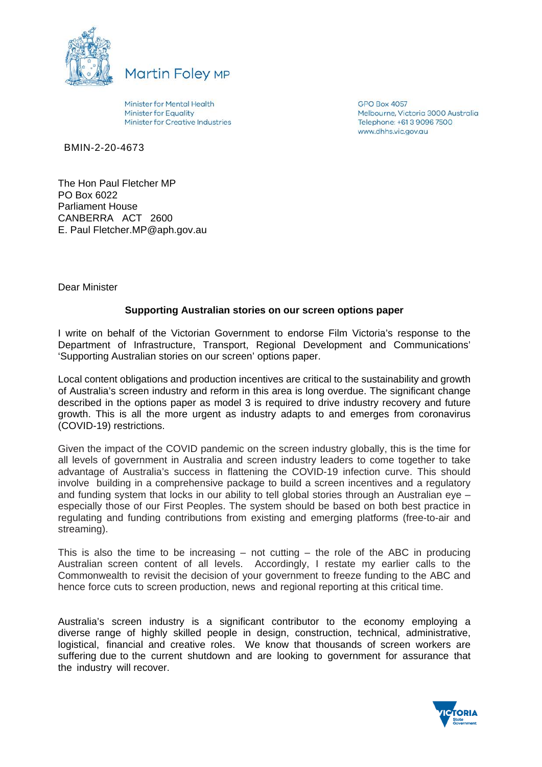Martin Foley MP

Minister for Mental Health
Minister for Equality
Minister for Creative Industries

GPO Box 4057
Melbourne, Victoria 3000 Australia
Telephone: +61 3 9096 7500
www.dhhs.vic.gov.au

BMIN-2-20-4673

The Hon Paul Fletcher MP
PO Box 6022
Parliament House
CANBERRA ACT 2600
E. Paul Fletcher.MP@aph.gov.au

Dear Minister

**Supporting Australian stories on our screen options paper**

I write on behalf of the Victorian Government to endorse Film Victoria's response to the Department of Infrastructure, Transport, Regional Development and Communications' 'Supporting Australian stories on our screen' options paper.

Local content obligations and production incentives are critical to the sustainability and growth of Australia's screen industry and reform in this area is long overdue. The significant change described in the options paper as model 3 is required to drive industry recovery and future growth. This is all the more urgent as industry adapts to and emerges from coronavirus (COVID-19) restrictions.

Given the impact of the COVID pandemic on the screen industry globally, this is the time for all levels of government in Australia and screen industry leaders to come together to take advantage of Australia's success in flattening the COVID-19 infection curve. This should involve building in a comprehensive package to build a screen incentives and a regulatory and funding system that locks in our ability to tell global stories through an Australian eye – especially those of our First Peoples. The system should be based on both best practice in regulating and funding contributions from existing and emerging platforms (free-to-air and streaming).

This is also the time to be increasing – not cutting – the role of the ABC in producing Australian screen content of all levels. Accordingly, I restate my earlier calls to the Commonwealth to revisit the decision of your government to freeze funding to the ABC and hence force cuts to screen production, news and regional reporting at this critical time.

Australia's screen industry is a significant contributor to the economy employing a diverse range of highly skilled people in design, construction, technical, administrative, logistical, financial and creative roles. We know that thousands of screen workers are suffering due to the current shutdown and are looking to government for assurance that the industry will recover.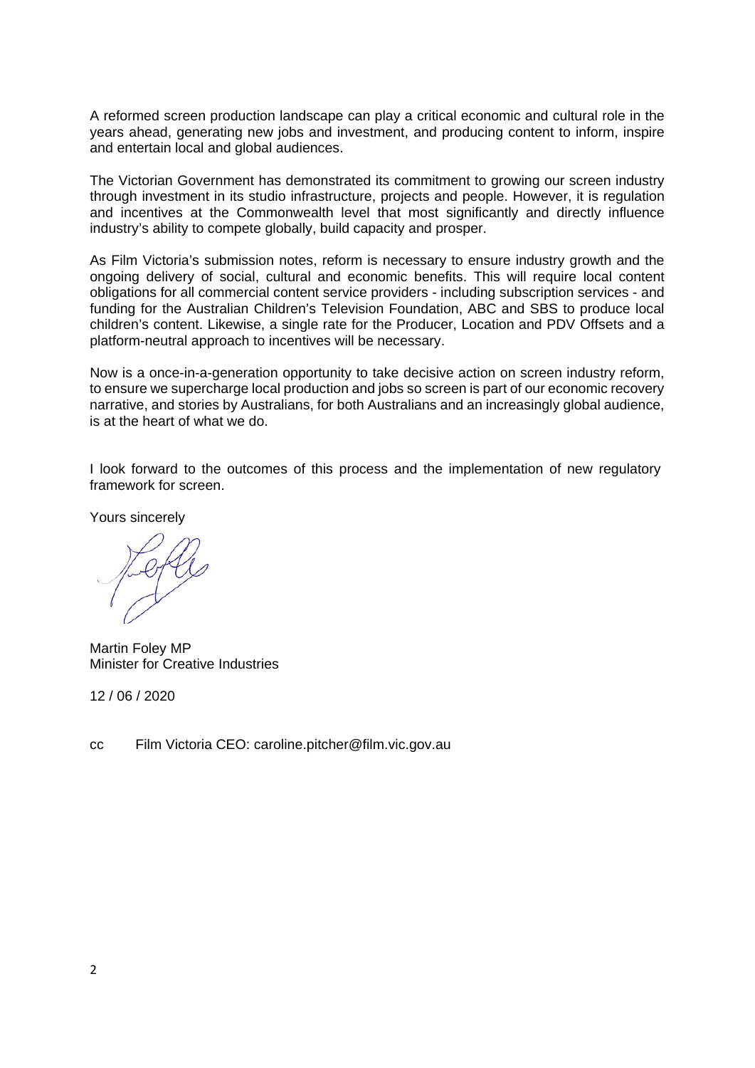A reformed screen production landscape can play a critical economic and cultural role in the years ahead, generating new jobs and investment, and producing content to inform, inspire and entertain local and global audiences.

The Victorian Government has demonstrated its commitment to growing our screen industry through investment in its studio infrastructure, projects and people. However, it is regulation and incentives at the Commonwealth level that most significantly and directly influence industry's ability to compete globally, build capacity and prosper.

As Film Victoria's submission notes, reform is necessary to ensure industry growth and the ongoing delivery of social, cultural and economic benefits. This will require local content obligations for all commercial content service providers - including subscription services - and funding for the Australian Children's Television Foundation, ABC and SBS to produce local children's content. Likewise, a single rate for the Producer, Location and PDV Offsets and a platform-neutral approach to incentives will be necessary.

Now is a once-in-a-generation opportunity to take decisive action on screen industry reform, to ensure we supercharge local production and jobs so screen is part of our economic recovery narrative, and stories by Australians, for both Australians and an increasingly global audience, is at the heart of what we do.

I look forward to the outcomes of this process and the implementation of new regulatory framework for screen.

Yours sincerely

Martin Foley MP
Minister for Creative Industries

12 / 06 / 2020

cc Film Victoria CEO: caroline.pitcher@film.vic.gov.au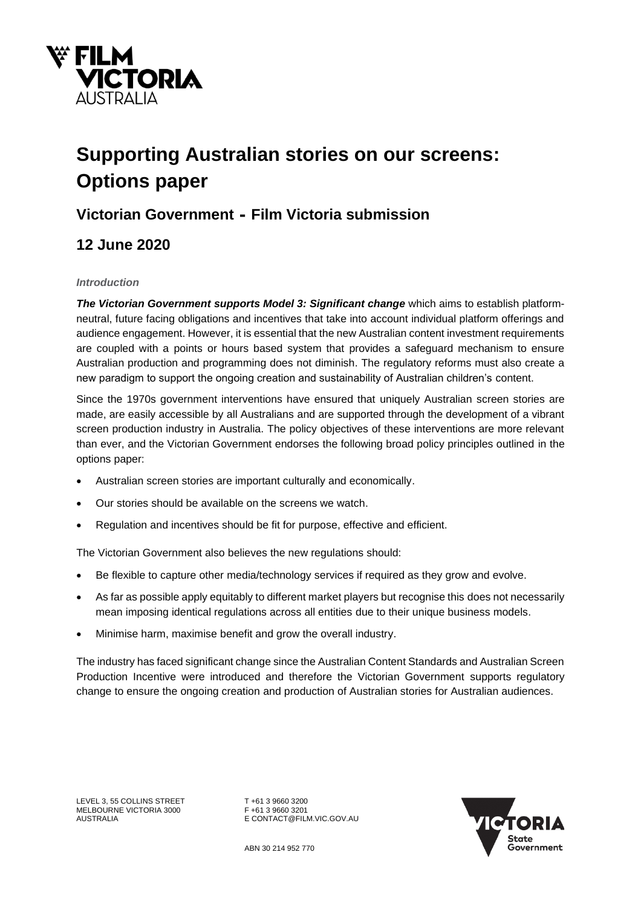# Supporting Australian stories on our screens: Options paper

## Victorian Government - Film Victoria submission

## 12 June 2020

*Introduction*

***The Victorian Government supports Model 3: Significant change*** which aims to establish platform-neutral, future facing obligations and incentives that take into account individual platform offerings and audience engagement. However, it is essential that the new Australian content investment requirements are coupled with a points or hours based system that provides a safeguard mechanism to ensure Australian production and programming does not diminish. The regulatory reforms must also create a new paradigm to support the ongoing creation and sustainability of Australian children's content.

Since the 1970s government interventions have ensured that uniquely Australian screen stories are made, are easily accessible by all Australians and are supported through the development of a vibrant screen production industry in Australia. The policy objectives of these interventions are more relevant than ever, and the Victorian Government endorses the following broad policy principles outlined in the options paper:

- Australian screen stories are important culturally and economically.
- Our stories should be available on the screens we watch.
- Regulation and incentives should be fit for purpose, effective and efficient.

The Victorian Government also believes the new regulations should:

- Be flexible to capture other media/technology services if required as they grow and evolve.
- As far as possible apply equitably to different market players but recognise this does not necessarily mean imposing identical regulations across all entities due to their unique business models.
- Minimise harm, maximise benefit and grow the overall industry.

The industry has faced significant change since the Australian Content Standards and Australian Screen Production Incentive were introduced and therefore the Victorian Government supports regulatory change to ensure the ongoing creation and production of Australian stories for Australian audiences.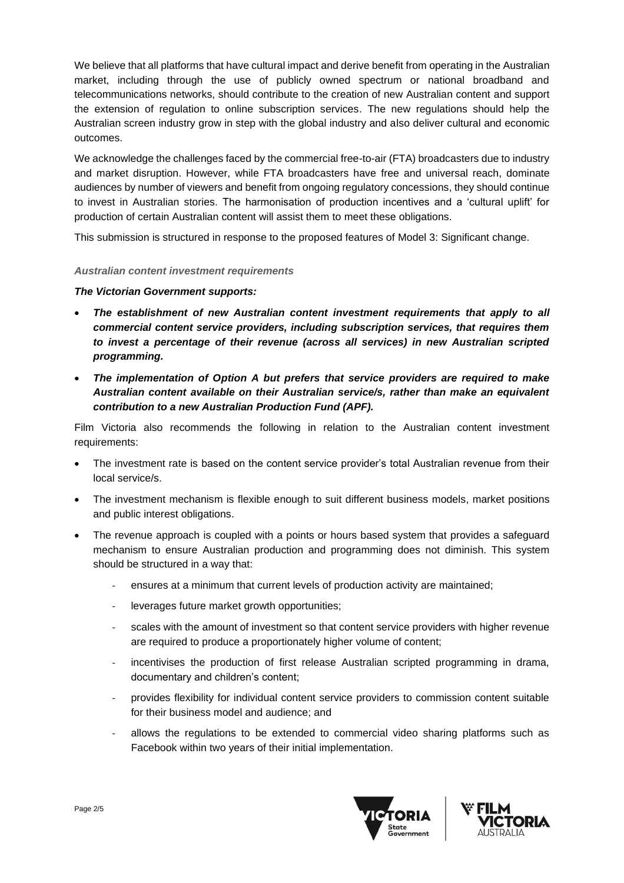We believe that all platforms that have cultural impact and derive benefit from operating in the Australian market, including through the use of publicly owned spectrum or national broadband and telecommunications networks, should contribute to the creation of new Australian content and support the extension of regulation to online subscription services. The new regulations should help the Australian screen industry grow in step with the global industry and also deliver cultural and economic outcomes.

We acknowledge the challenges faced by the commercial free-to-air (FTA) broadcasters due to industry and market disruption. However, while FTA broadcasters have free and universal reach, dominate audiences by number of viewers and benefit from ongoing regulatory concessions, they should continue to invest in Australian stories. The harmonisation of production incentives and a 'cultural uplift' for production of certain Australian content will assist them to meet these obligations.

This submission is structured in response to the proposed features of Model 3: Significant change.

#### *Australian content investment requirements*

***The Victorian Government supports:***

- ***The establishment of new Australian content investment requirements that apply to all commercial content service providers, including subscription services, that requires them to invest a percentage of their revenue (across all services) in new Australian scripted programming.***
- ***The implementation of Option A but prefers that service providers are required to make Australian content available on their Australian service/s, rather than make an equivalent contribution to a new Australian Production Fund (APF).***

Film Victoria also recommends the following in relation to the Australian content investment requirements:

- The investment rate is based on the content service provider's total Australian revenue from their local service/s.
- The investment mechanism is flexible enough to suit different business models, market positions and public interest obligations.
- The revenue approach is coupled with a points or hours based system that provides a safeguard mechanism to ensure Australian production and programming does not diminish. This system should be structured in a way that:
  - ensures at a minimum that current levels of production activity are maintained;
  - leverages future market growth opportunities;
  - scales with the amount of investment so that content service providers with higher revenue are required to produce a proportionately higher volume of content;
  - incentivises the production of first release Australian scripted programming in drama, documentary and children's content;
  - provides flexibility for individual content service providers to commission content suitable for their business model and audience; and
  - allows the regulations to be extended to commercial video sharing platforms such as Facebook within two years of their initial implementation.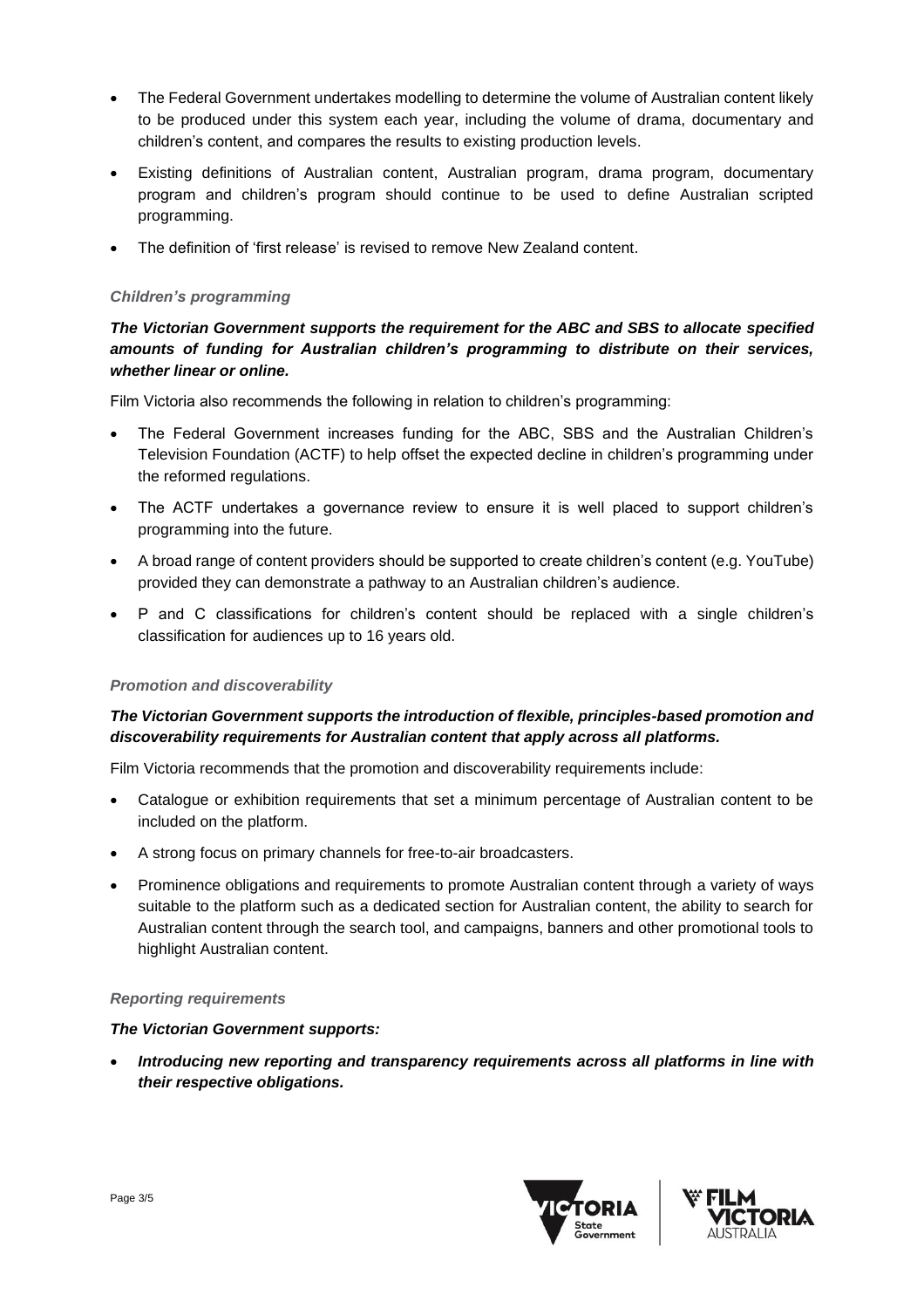- The Federal Government undertakes modelling to determine the volume of Australian content likely to be produced under this system each year, including the volume of drama, documentary and children's content, and compares the results to existing production levels.
- Existing definitions of Australian content, Australian program, drama program, documentary program and children's program should continue to be used to define Australian scripted programming.
- The definition of 'first release' is revised to remove New Zealand content.

#### *Children's programming*

***The Victorian Government supports the requirement for the ABC and SBS to allocate specified amounts of funding for Australian children's programming to distribute on their services, whether linear or online.***

Film Victoria also recommends the following in relation to children's programming:

- The Federal Government increases funding for the ABC, SBS and the Australian Children's Television Foundation (ACTF) to help offset the expected decline in children's programming under the reformed regulations.
- The ACTF undertakes a governance review to ensure it is well placed to support children's programming into the future.
- A broad range of content providers should be supported to create children's content (e.g. YouTube) provided they can demonstrate a pathway to an Australian children's audience.
- P and C classifications for children's content should be replaced with a single children's classification for audiences up to 16 years old.

#### *Promotion and discoverability*

***The Victorian Government supports the introduction of flexible, principles-based promotion and discoverability requirements for Australian content that apply across all platforms.***

Film Victoria recommends that the promotion and discoverability requirements include:

- Catalogue or exhibition requirements that set a minimum percentage of Australian content to be included on the platform.
- A strong focus on primary channels for free-to-air broadcasters.
- Prominence obligations and requirements to promote Australian content through a variety of ways suitable to the platform such as a dedicated section for Australian content, the ability to search for Australian content through the search tool, and campaigns, banners and other promotional tools to highlight Australian content.

#### *Reporting requirements*

***The Victorian Government supports:***

- ***Introducing new reporting and transparency requirements across all platforms in line with their respective obligations.***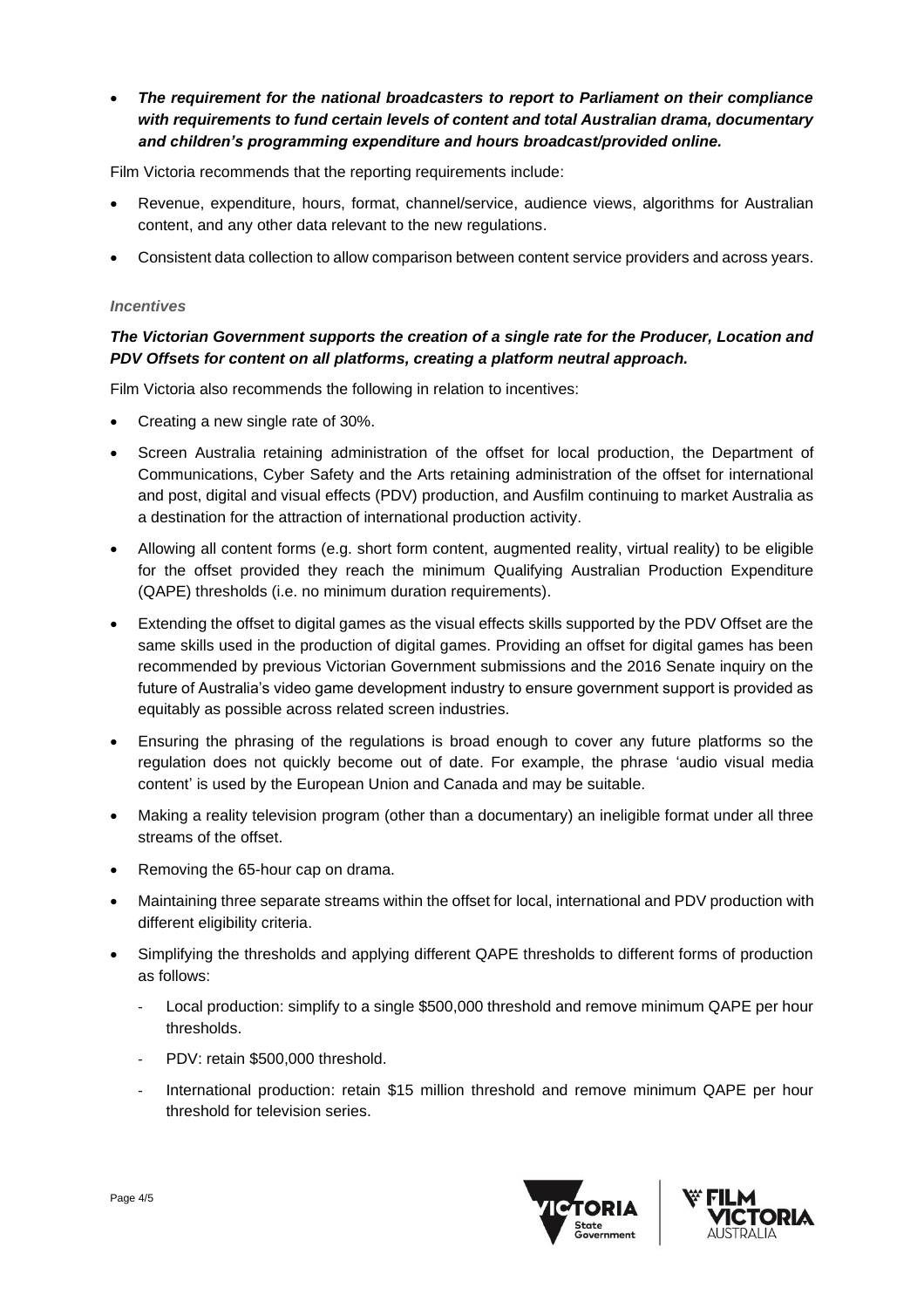- ***The requirement for the national broadcasters to report to Parliament on their compliance with requirements to fund certain levels of content and total Australian drama, documentary and children's programming expenditure and hours broadcast/provided online.***

Film Victoria recommends that the reporting requirements include:

- Revenue, expenditure, hours, format, channel/service, audience views, algorithms for Australian content, and any other data relevant to the new regulations.
- Consistent data collection to allow comparison between content service providers and across years.

### *Incentives*

***The Victorian Government supports the creation of a single rate for the Producer, Location and PDV Offsets for content on all platforms, creating a platform neutral approach.***

Film Victoria also recommends the following in relation to incentives:

- Creating a new single rate of 30%.
- Screen Australia retaining administration of the offset for local production, the Department of Communications, Cyber Safety and the Arts retaining administration of the offset for international and post, digital and visual effects (PDV) production, and Ausfilm continuing to market Australia as a destination for the attraction of international production activity.
- Allowing all content forms (e.g. short form content, augmented reality, virtual reality) to be eligible for the offset provided they reach the minimum Qualifying Australian Production Expenditure (QAPE) thresholds (i.e. no minimum duration requirements).
- Extending the offset to digital games as the visual effects skills supported by the PDV Offset are the same skills used in the production of digital games. Providing an offset for digital games has been recommended by previous Victorian Government submissions and the 2016 Senate inquiry on the future of Australia's video game development industry to ensure government support is provided as equitably as possible across related screen industries.
- Ensuring the phrasing of the regulations is broad enough to cover any future platforms so the regulation does not quickly become out of date. For example, the phrase 'audio visual media content' is used by the European Union and Canada and may be suitable.
- Making a reality television program (other than a documentary) an ineligible format under all three streams of the offset.
- Removing the 65-hour cap on drama.
- Maintaining three separate streams within the offset for local, international and PDV production with different eligibility criteria.
- Simplifying the thresholds and applying different QAPE thresholds to different forms of production as follows:
  - Local production: simplify to a single $500,000 threshold and remove minimum QAPE per hour thresholds.
  - PDV: retain $500,000 threshold.
  - International production: retain $15 million threshold and remove minimum QAPE per hour threshold for television series.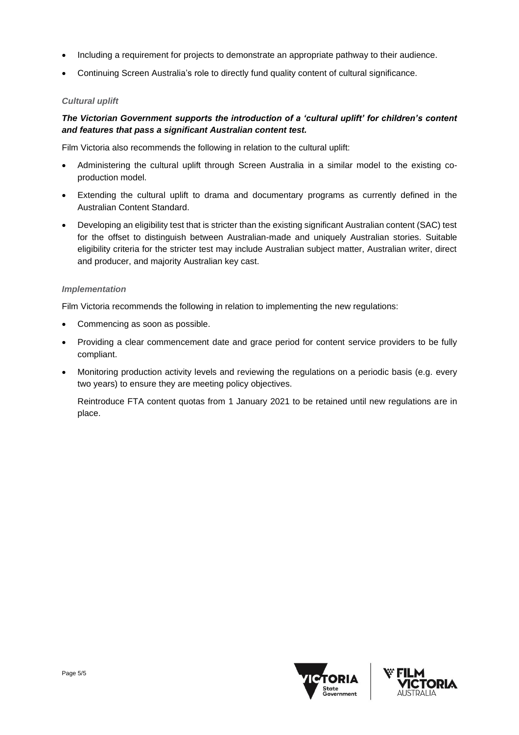- Including a requirement for projects to demonstrate an appropriate pathway to their audience.
- Continuing Screen Australia's role to directly fund quality content of cultural significance.

#### *Cultural uplift*

***The Victorian Government supports the introduction of a 'cultural uplift' for children's content and features that pass a significant Australian content test.***

Film Victoria also recommends the following in relation to the cultural uplift:

- Administering the cultural uplift through Screen Australia in a similar model to the existing co-production model.
- Extending the cultural uplift to drama and documentary programs as currently defined in the Australian Content Standard.
- Developing an eligibility test that is stricter than the existing significant Australian content (SAC) test for the offset to distinguish between Australian-made and uniquely Australian stories. Suitable eligibility criteria for the stricter test may include Australian subject matter, Australian writer, direct and producer, and majority Australian key cast.

#### *Implementation*

Film Victoria recommends the following in relation to implementing the new regulations:

- Commencing as soon as possible.
- Providing a clear commencement date and grace period for content service providers to be fully compliant.
- Monitoring production activity levels and reviewing the regulations on a periodic basis (e.g. every two years) to ensure they are meeting policy objectives.

  Reintroduce FTA content quotas from 1 January 2021 to be retained until new regulations are in place.